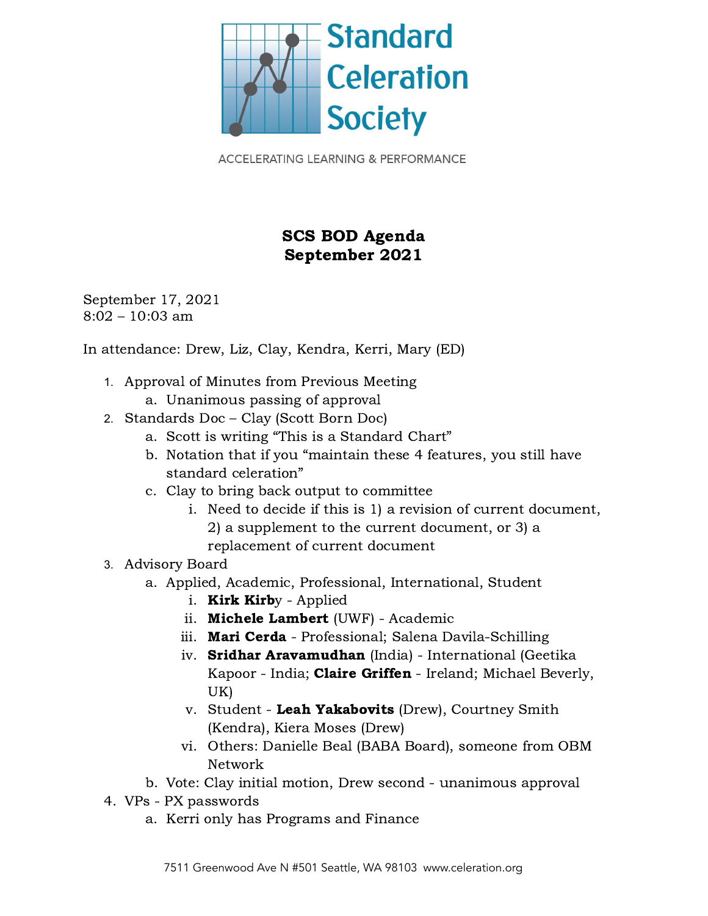Standard Celeration Society

ACCELERATING LEARNING & PERFORMANCE

# SCS BOD Agenda
# September 2021

September 17, 2021
8:02 – 10:03 am

In attendance: Drew, Liz, Clay, Kendra, Kerri, Mary (ED)

1. Approval of Minutes from Previous Meeting
   a. Unanimous passing of approval
2. Standards Doc – Clay (Scott Born Doc)
   a. Scott is writing "This is a Standard Chart"
   b. Notation that if you "maintain these 4 features, you still have standard celeration"
   c. Clay to bring back output to committee
      i. Need to decide if this is 1) a revision of current document, 2) a supplement to the current document, or 3) a replacement of current document
3. Advisory Board
   a. Applied, Academic, Professional, International, Student
      i. **Kirk Kirb**y - Applied
      ii. **Michele Lambert** (UWF) - Academic
      iii. **Mari Cerda** - Professional; Salena Davila-Schilling
      iv. **Sridhar Aravamudhan** (India) - International (Geetika Kapoor - India; **Claire Griffen** - Ireland; Michael Beverly, UK)
      v. Student - **Leah Yakabovits** (Drew), Courtney Smith (Kendra), Kiera Moses (Drew)
      vi. Others: Danielle Beal (BABA Board), someone from OBM Network
   b. Vote: Clay initial motion, Drew second - unanimous approval
4. VPs - PX passwords
   a. Kerri only has Programs and Finance

7511 Greenwood Ave N #501 Seattle, WA 98103 www.celeration.org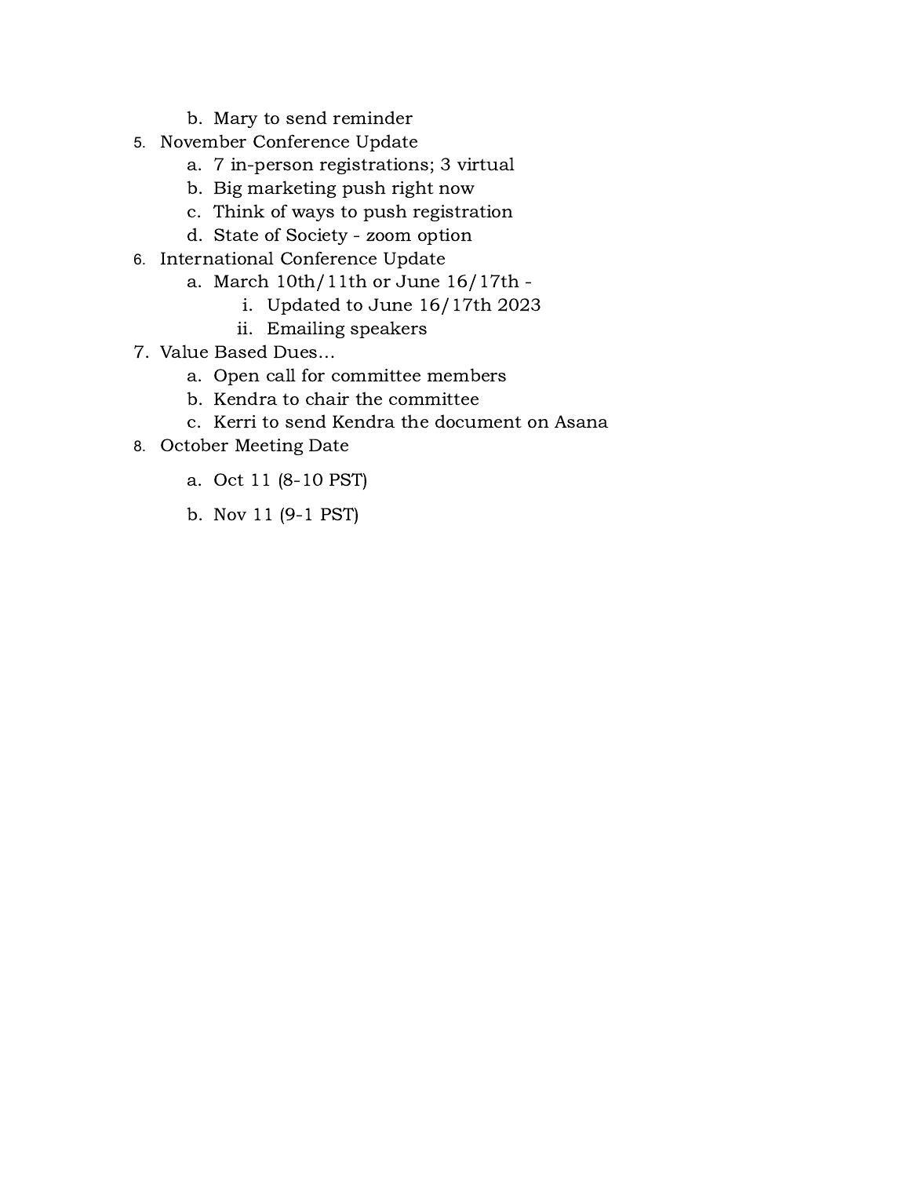b. Mary to send reminder

5. November Conference Update
   a. 7 in-person registrations; 3 virtual
   b. Big marketing push right now
   c. Think of ways to push registration
   d. State of Society - zoom option
6. International Conference Update
   a. March 10th/11th or June 16/17th -
      i. Updated to June 16/17th 2023
      ii. Emailing speakers
7. Value Based Dues…
   a. Open call for committee members
   b. Kendra to chair the committee
   c. Kerri to send Kendra the document on Asana
8. October Meeting Date
   a. Oct 11 (8-10 PST)
   b. Nov 11 (9-1 PST)